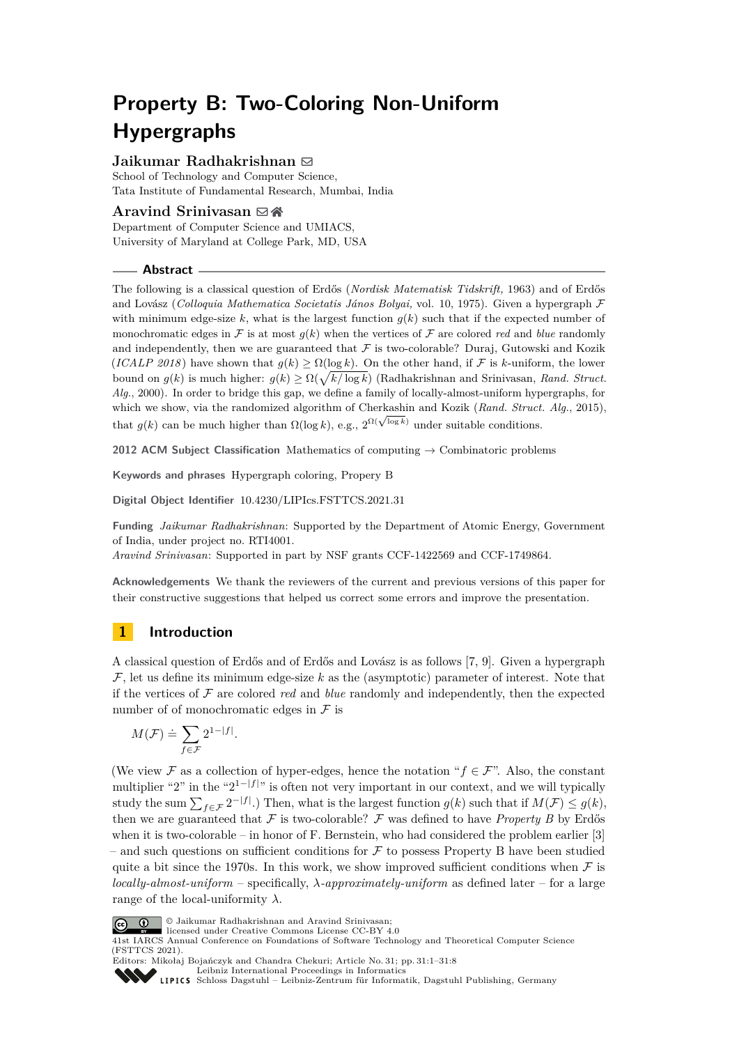# Property B: Two-Coloring Non-Uniform Hypergraphs

**Jaikumar Radhakrishnan**
School of Technology and Computer Science,
Tata Institute of Fundamental Research, Mumbai, India

**Aravind Srinivasan**
Department of Computer Science and UMIACS,
University of Maryland at College Park, MD, USA

## Abstract

The following is a classical question of Erdős (*Nordisk Matematisk Tidskrift,* 1963) and of Erdős and Lovász (*Colloquia Mathematica Societatis János Bolyai,* vol. 10, 1975). Given a hypergraph $\mathcal{F}$ with minimum edge-size $k$, what is the largest function $g(k)$ such that if the expected number of monochromatic edges in $\mathcal{F}$ is at most $g(k)$ when the vertices of $\mathcal{F}$ are colored *red* and *blue* randomly and independently, then we are guaranteed that $\mathcal{F}$ is two-colorable? Duraj, Gutowski and Kozik (*ICALP 2018*) have shown that $g(k) \geq \Omega(\log k)$. On the other hand, if $\mathcal{F}$ is $k$-uniform, the lower bound on $g(k)$ is much higher: $g(k) \geq \Omega(\sqrt{k/\log k})$ (Radhakrishnan and Srinivasan, *Rand. Struct. Alg.*, 2000). In order to bridge this gap, we define a family of locally-almost-uniform hypergraphs, for which we show, via the randomized algorithm of Cherkashin and Kozik (*Rand. Struct. Alg.*, 2015), that $g(k)$ can be much higher than $\Omega(\log k)$, e.g., $2^{\Omega(\sqrt{\log k})}$ under suitable conditions.

**2012 ACM Subject Classification** Mathematics of computing → Combinatoric problems

**Keywords and phrases** Hypergraph coloring, Propery B

**Digital Object Identifier** 10.4230/LIPIcs.FSTTCS.2021.31

**Funding** *Jaikumar Radhakrishnan*: Supported by the Department of Atomic Energy, Government of India, under project no. RTI4001.
*Aravind Srinivasan*: Supported in part by NSF grants CCF-1422569 and CCF-1749864.

**Acknowledgements** We thank the reviewers of the current and previous versions of this paper for their constructive suggestions that helped us correct some errors and improve the presentation.

## 1 Introduction

A classical question of Erdős and of Erdős and Lovász is as follows [7, 9]. Given a hypergraph $\mathcal{F}$, let us define its minimum edge-size $k$ as the (asymptotic) parameter of interest. Note that if the vertices of $\mathcal{F}$ are colored *red* and *blue* randomly and independently, then the expected number of of monochromatic edges in $\mathcal{F}$ is

$$M(\mathcal{F}) \doteq \sum_{f \in \mathcal{F}} 2^{1-|f|}.$$

(We view $\mathcal{F}$ as a collection of hyper-edges, hence the notation "$f \in \mathcal{F}$". Also, the constant multiplier "2" in the "$2^{1-|f|}$" is often not very important in our context, and we will typically study the sum $\sum_{f \in \mathcal{F}} 2^{-|f|}$.) Then, what is the largest function $g(k)$ such that if $M(\mathcal{F}) \leq g(k)$, then we are guaranteed that $\mathcal{F}$ is two-colorable? $\mathcal{F}$ was defined to have *Property B* by Erdős when it is two-colorable – in honor of F. Bernstein, who had considered the problem earlier [3] – and such questions on sufficient conditions for $\mathcal{F}$ to possess Property B have been studied quite a bit since the 1970s. In this work, we show improved sufficient conditions when $\mathcal{F}$ is *locally-almost-uniform* – specifically, *$\lambda$-approximately-uniform* as defined later – for a large range of the local-uniformity $\lambda$.

© Jaikumar Radhakrishnan and Aravind Srinivasan;
licensed under Creative Commons License CC-BY 4.0
41st IARCS Annual Conference on Foundations of Software Technology and Theoretical Computer Science (FSTTCS 2021).
Editors: Mikołaj Bojańczyk and Chandra Chekuri; Article No. 31; pp. 31:1–31:8
Leibniz International Proceedings in Informatics
Schloss Dagstuhl – Leibniz-Zentrum für Informatik, Dagstuhl Publishing, Germany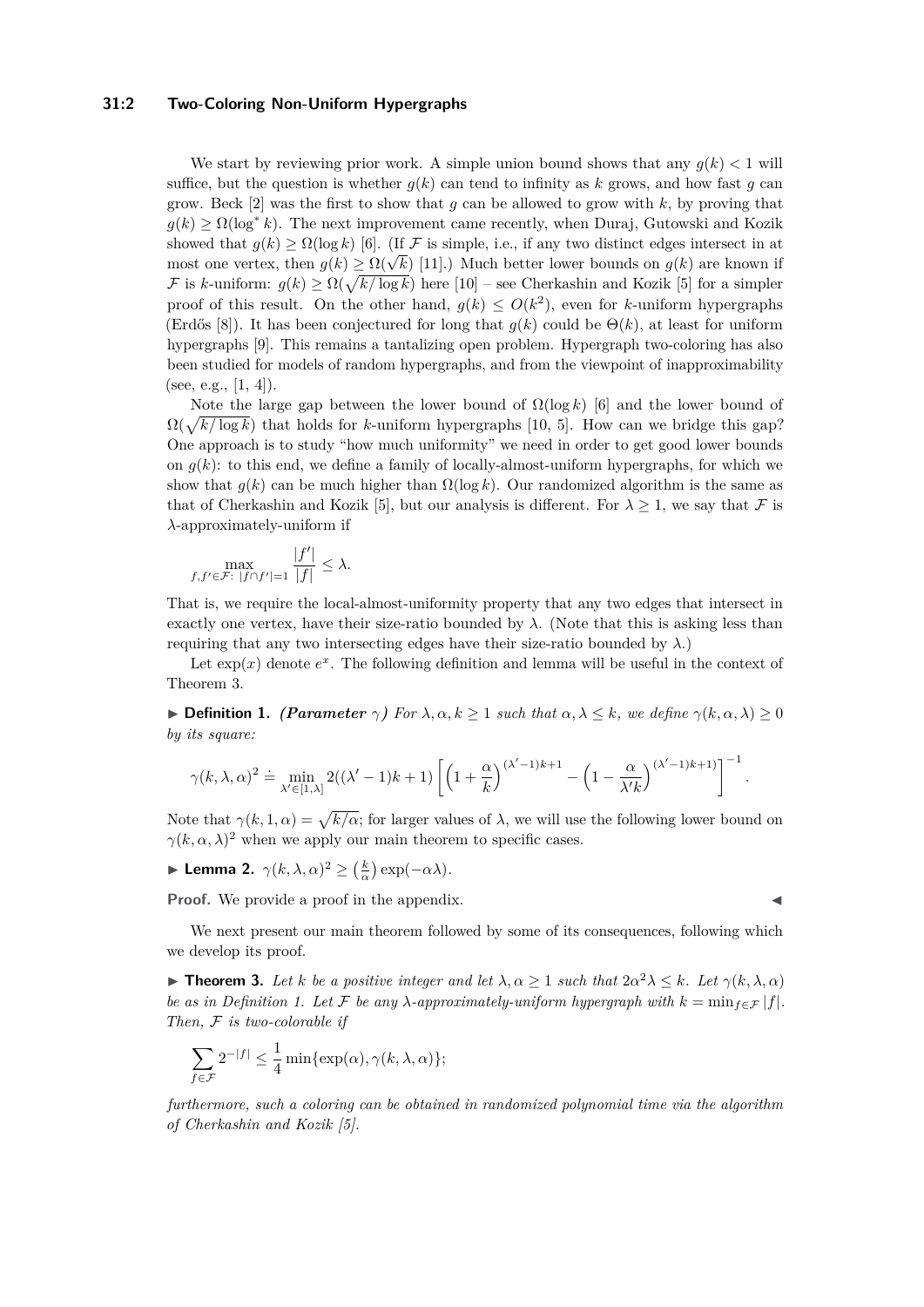We start by reviewing prior work. A simple union bound shows that any $g(k) < 1$ will suffice, but the question is whether $g(k)$ can tend to infinity as $k$ grows, and how fast $g$ can grow. Beck [2] was the first to show that $g$ can be allowed to grow with $k$, by proving that $g(k) \geq \Omega(\log^* k)$. The next improvement came recently, when Duraj, Gutowski and Kozik showed that $g(k) \geq \Omega(\log k)$ [6]. (If $\mathcal{F}$ is simple, i.e., if any two distinct edges intersect in at most one vertex, then $g(k) \geq \Omega(\sqrt{k})$ [11].) Much better lower bounds on $g(k)$ are known if $\mathcal{F}$ is $k$-uniform: $g(k) \geq \Omega(\sqrt{k/\log k})$ here [10] – see Cherkashin and Kozik [5] for a simpler proof of this result. On the other hand, $g(k) \leq O(k^2)$, even for $k$-uniform hypergraphs (Erdős [8]). It has been conjectured for long that $g(k)$ could be $\Theta(k)$, at least for uniform hypergraphs [9]. This remains a tantalizing open problem. Hypergraph two-coloring has also been studied for models of random hypergraphs, and from the viewpoint of inapproximability (see, e.g., [1, 4]).

Note the large gap between the lower bound of $\Omega(\log k)$ [6] and the lower bound of $\Omega(\sqrt{k/\log k})$ that holds for $k$-uniform hypergraphs [10, 5]. How can we bridge this gap? One approach is to study "how much uniformity" we need in order to get good lower bounds on $g(k)$: to this end, we define a family of locally-almost-uniform hypergraphs, for which we show that $g(k)$ can be much higher than $\Omega(\log k)$. Our randomized algorithm is the same as that of Cherkashin and Kozik [5], but our analysis is different. For $\lambda \geq 1$, we say that $\mathcal{F}$ is $\lambda$-approximately-uniform if

$$\max_{f,f' \in \mathcal{F}:\ |f \cap f'|=1} \frac{|f'|}{|f|} \leq \lambda.$$

That is, we require the local-almost-uniformity property that any two edges that intersect in exactly one vertex, have their size-ratio bounded by $\lambda$. (Note that this is asking less than requiring that any two intersecting edges have their size-ratio bounded by $\lambda$.)

Let $\exp(x)$ denote $e^x$. The following definition and lemma will be useful in the context of Theorem 3.

**Definition 1.** ***(Parameter*** $\gamma$***)*** *For $\lambda, \alpha, k \geq 1$ such that $\alpha, \lambda \leq k$, we define $\gamma(k, \alpha, \lambda) \geq 0$ by its square:*

$$\gamma(k, \lambda, \alpha)^2 \doteq \min_{\lambda' \in [1,\lambda]} 2((\lambda' - 1)k + 1) \left[ \left(1 + \frac{\alpha}{k}\right)^{(\lambda'-1)k+1} - \left(1 - \frac{\alpha}{\lambda' k}\right)^{(\lambda'-1)k+1} \right]^{-1}.$$

Note that $\gamma(k, 1, \alpha) = \sqrt{k/\alpha}$; for larger values of $\lambda$, we will use the following lower bound on $\gamma(k, \alpha, \lambda)^2$ when we apply our main theorem to specific cases.

**Lemma 2.** $\gamma(k, \lambda, \alpha)^2 \geq \left(\frac{k}{\alpha}\right) \exp(-\alpha\lambda)$.

**Proof.** We provide a proof in the appendix. ◀

We next present our main theorem followed by some of its consequences, following which we develop its proof.

**Theorem 3.** *Let $k$ be a positive integer and let $\lambda, \alpha \geq 1$ such that $2\alpha^2\lambda \leq k$. Let $\gamma(k, \lambda, \alpha)$ be as in Definition 1. Let $\mathcal{F}$ be any $\lambda$-approximately-uniform hypergraph with $k = \min_{f \in \mathcal{F}} |f|$. Then, $\mathcal{F}$ is two-colorable if*

$$\sum_{f \in \mathcal{F}} 2^{-|f|} \leq \frac{1}{4} \min\{\exp(\alpha), \gamma(k, \lambda, \alpha)\};$$

*furthermore, such a coloring can be obtained in randomized polynomial time via the algorithm of Cherkashin and Kozik [5].*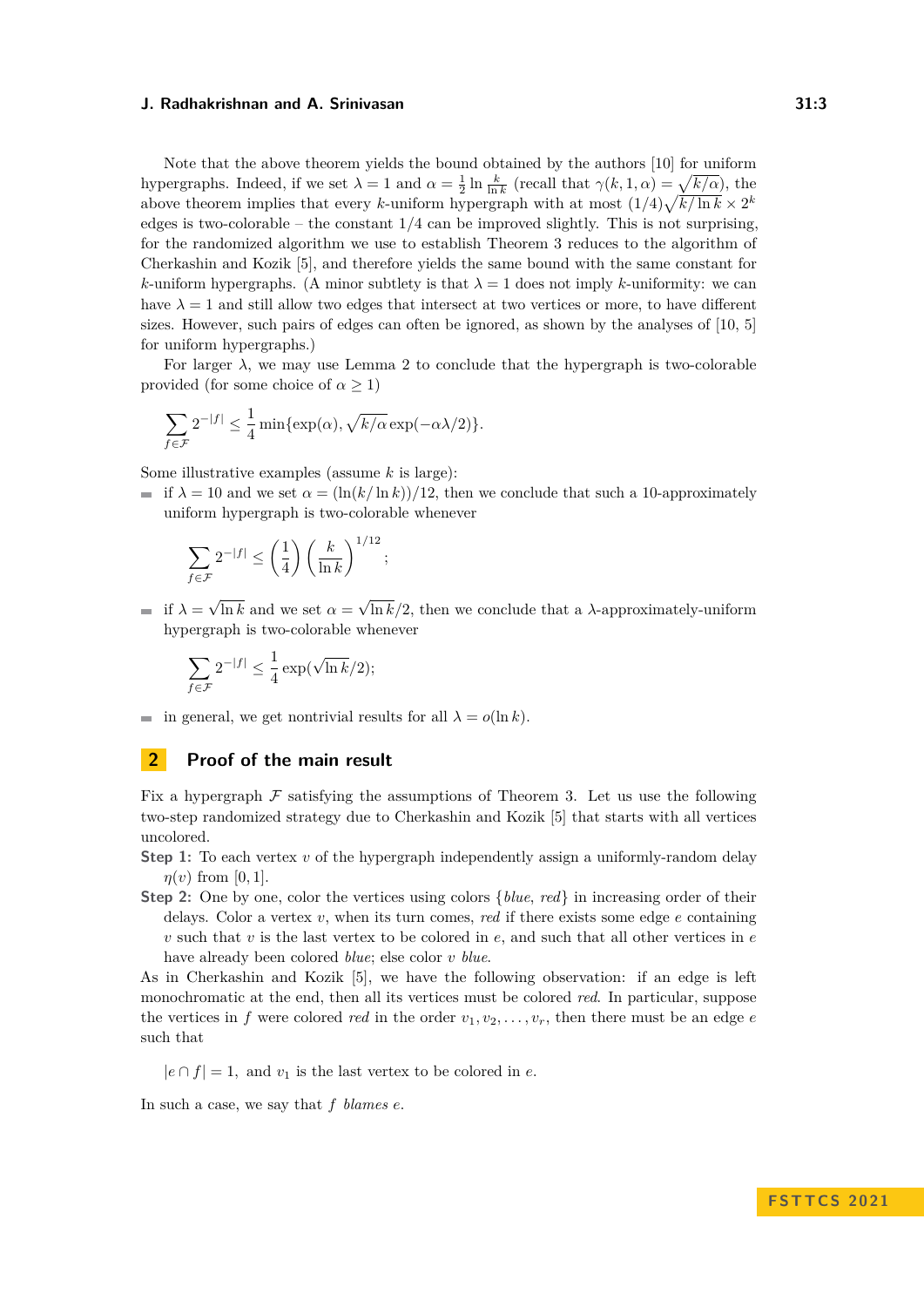Note that the above theorem yields the bound obtained by the authors [10] for uniform hypergraphs. Indeed, if we set $\lambda = 1$ and $\alpha = \frac{1}{2}\ln\frac{k}{\ln k}$ (recall that $\gamma(k,1,\alpha) = \sqrt{k/\alpha}$), the above theorem implies that every $k$-uniform hypergraph with at most $(1/4)\sqrt{k/\ln k} \times 2^k$ edges is two-colorable – the constant $1/4$ can be improved slightly. This is not surprising, for the randomized algorithm we use to establish Theorem 3 reduces to the algorithm of Cherkashin and Kozik [5], and therefore yields the same bound with the same constant for $k$-uniform hypergraphs. (A minor subtlety is that $\lambda = 1$ does not imply $k$-uniformity: we can have $\lambda = 1$ and still allow two edges that intersect at two vertices or more, to have different sizes. However, such pairs of edges can often be ignored, as shown by the analyses of [10, 5] for uniform hypergraphs.)

For larger $\lambda$, we may use Lemma 2 to conclude that the hypergraph is two-colorable provided (for some choice of $\alpha \geq 1$)

$$\sum_{f\in\mathcal{F}} 2^{-|f|} \leq \frac{1}{4}\min\{\exp(\alpha), \sqrt{k/\alpha}\exp(-\alpha\lambda/2)\}.$$

Some illustrative examples (assume $k$ is large):

- if $\lambda = 10$ and we set $\alpha = (\ln(k/\ln k))/12$, then we conclude that such a 10-approximately uniform hypergraph is two-colorable whenever

$$\sum_{f\in\mathcal{F}} 2^{-|f|} \leq \left(\frac{1}{4}\right)\left(\frac{k}{\ln k}\right)^{1/12};$$

- if $\lambda = \sqrt{\ln k}$ and we set $\alpha = \sqrt{\ln k}/2$, then we conclude that a $\lambda$-approximately-uniform hypergraph is two-colorable whenever

$$\sum_{f\in\mathcal{F}} 2^{-|f|} \leq \frac{1}{4}\exp(\sqrt{\ln k}/2);$$

- in general, we get nontrivial results for all $\lambda = o(\ln k)$.

## 2 Proof of the main result

Fix a hypergraph $\mathcal{F}$ satisfying the assumptions of Theorem 3. Let us use the following two-step randomized strategy due to Cherkashin and Kozik [5] that starts with all vertices uncolored.

**Step 1:** To each vertex $v$ of the hypergraph independently assign a uniformly-random delay $\eta(v)$ from $[0,1]$.

**Step 2:** One by one, color the vertices using colors $\{$*blue*, *red*$\}$ in increasing order of their delays. Color a vertex $v$, when its turn comes, *red* if there exists some edge $e$ containing $v$ such that $v$ is the last vertex to be colored in $e$, and such that all other vertices in $e$ have already been colored *blue*; else color $v$ *blue*.

As in Cherkashin and Kozik [5], we have the following observation: if an edge is left monochromatic at the end, then all its vertices must be colored *red*. In particular, suppose the vertices in $f$ were colored *red* in the order $v_1, v_2, \ldots, v_r$, then there must be an edge $e$ such that

$$|e \cap f| = 1, \text{ and } v_1 \text{ is the last vertex to be colored in } e.$$

In such a case, we say that $f$ *blames* $e$.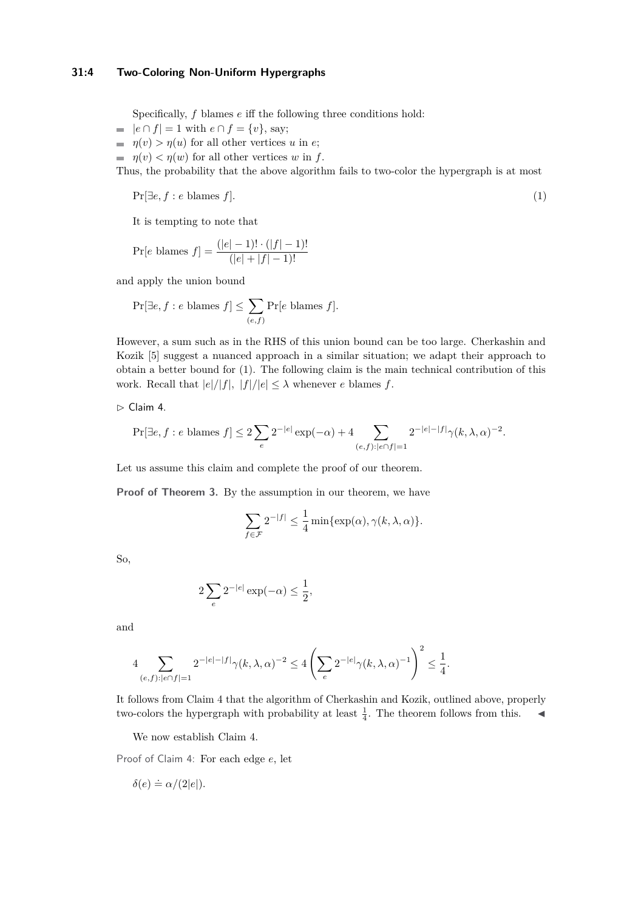Specifically, $f$ blames $e$ iff the following three conditions hold:

- $|e \cap f| = 1$ with $e \cap f = \{v\}$, say;
- $\eta(v) > \eta(u)$ for all other vertices $u$ in $e$;
- $\eta(v) < \eta(w)$ for all other vertices $w$ in $f$.

Thus, the probability that the above algorithm fails to two-color the hypergraph is at most

$$\Pr[\exists e, f : e \text{ blames } f]. \tag{1}$$

It is tempting to note that

$$\Pr[e \text{ blames } f] = \frac{(|e|-1)! \cdot (|f|-1)!}{(|e|+|f|-1)!}$$

and apply the union bound

$$\Pr[\exists e, f : e \text{ blames } f] \leq \sum_{(e,f)} \Pr[e \text{ blames } f].$$

However, a sum such as in the RHS of this union bound can be too large. Cherkashin and Kozik [5] suggest a nuanced approach in a similar situation; we adapt their approach to obtain a better bound for (1). The following claim is the main technical contribution of this work. Recall that $|e|/|f|,\ |f|/|e| \leq \lambda$ whenever $e$ blames $f$.

▷ Claim 4.

$$\Pr[\exists e, f : e \text{ blames } f] \leq 2\sum_{e} 2^{-|e|}\exp(-\alpha) + 4\sum_{(e,f):|e\cap f|=1} 2^{-|e|-|f|}\gamma(k,\lambda,\alpha)^{-2}.$$

Let us assume this claim and complete the proof of our theorem.

**Proof of Theorem 3.** By the assumption in our theorem, we have

$$\sum_{f \in \mathcal{F}} 2^{-|f|} \leq \frac{1}{4}\min\{\exp(\alpha), \gamma(k,\lambda,\alpha)\}.$$

So,

$$2\sum_{e} 2^{-|e|}\exp(-\alpha) \leq \frac{1}{2},$$

and

$$4\sum_{(e,f):|e\cap f|=1} 2^{-|e|-|f|}\gamma(k,\lambda,\alpha)^{-2} \leq 4\left(\sum_{e} 2^{-|e|}\gamma(k,\lambda,\alpha)^{-1}\right)^{2} \leq \frac{1}{4}.$$

It follows from Claim 4 that the algorithm of Cherkashin and Kozik, outlined above, properly two-colors the hypergraph with probability at least $\frac{1}{4}$. The theorem follows from this. ◀

We now establish Claim 4.

*Proof of Claim 4:* For each edge $e$, let

$$\delta(e) \doteq \alpha/(2|e|).$$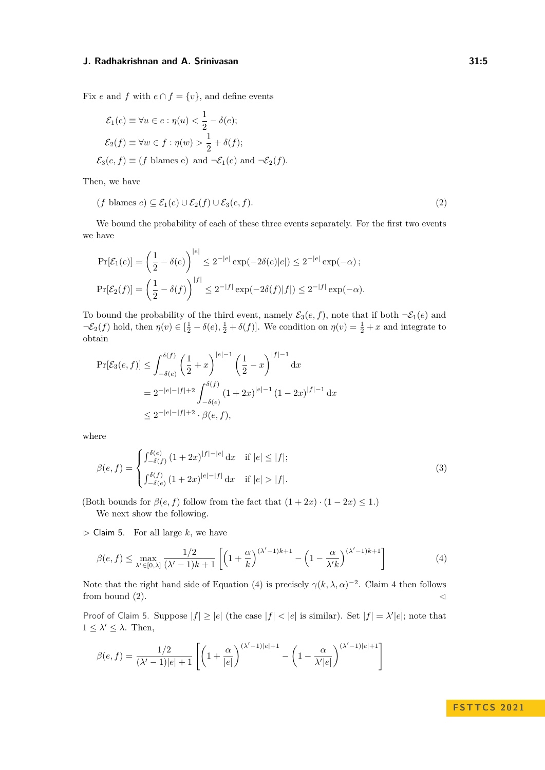Fix $e$ and $f$ with $e \cap f = \{v\}$, and define events

$$
\begin{aligned}
\mathcal{E}_1(e) &\equiv \forall u \in e : \eta(u) < \frac{1}{2} - \delta(e);\\
\mathcal{E}_2(f) &\equiv \forall w \in f : \eta(w) > \frac{1}{2} + \delta(f);\\
\mathcal{E}_3(e,f) &\equiv (f \text{ blames e}) \text{ and } \neg\mathcal{E}_1(e) \text{ and } \neg\mathcal{E}_2(f).
\end{aligned}
$$

Then, we have

$$
(f \text{ blames } e) \subseteq \mathcal{E}_1(e) \cup \mathcal{E}_2(f) \cup \mathcal{E}_3(e,f). \tag{2}
$$

We bound the probability of each of these three events separately. For the first two events we have

$$
\begin{aligned}
\Pr[\mathcal{E}_1(e)] &= \left(\frac{1}{2} - \delta(e)\right)^{|e|} \leq 2^{-|e|}\exp(-2\delta(e)|e|) \leq 2^{-|e|}\exp(-\alpha)\,;\\
\Pr[\mathcal{E}_2(f)] &= \left(\frac{1}{2} - \delta(f)\right)^{|f|} \leq 2^{-|f|}\exp(-2\delta(f)|f|) \leq 2^{-|f|}\exp(-\alpha).
\end{aligned}
$$

To bound the probability of the third event, namely $\mathcal{E}_3(e,f)$, note that if both $\neg\mathcal{E}_1(e)$ and $\neg\mathcal{E}_2(f)$ hold, then $\eta(v) \in [\frac{1}{2} - \delta(e), \frac{1}{2} + \delta(f)]$. We condition on $\eta(v) = \frac{1}{2} + x$ and integrate to obtain

$$
\begin{aligned}
\Pr[\mathcal{E}_3(e,f)] &\leq \int_{-\delta(e)}^{\delta(f)} \left(\frac{1}{2} + x\right)^{|e|-1} \left(\frac{1}{2} - x\right)^{|f|-1} \mathrm{d}x\\
&= 2^{-|e|-|f|+2} \int_{-\delta(e)}^{\delta(f)} (1+2x)^{|e|-1} (1-2x)^{|f|-1}\,\mathrm{d}x\\
&\leq 2^{-|e|-|f|+2} \cdot \beta(e,f),
\end{aligned}
$$

where

$$
\beta(e,f) = \begin{cases} \int_{-\delta(f)}^{\delta(e)} (1+2x)^{|f|-|e|}\,\mathrm{d}x & \text{if } |e| \leq |f|;\\[4pt] \int_{-\delta(e)}^{\delta(f)} (1+2x)^{|e|-|f|}\,\mathrm{d}x & \text{if } |e| > |f|. \end{cases} \tag{3}
$$

(Both bounds for $\beta(e,f)$ follow from the fact that $(1+2x)\cdot(1-2x) \leq 1$.)

We next show the following.

▷ Claim 5. For all large $k$, we have

$$
\beta(e,f) \leq \max_{\lambda' \in [0,\lambda]} \frac{1/2}{(\lambda'-1)k+1} \left[ \left(1 + \frac{\alpha}{k}\right)^{(\lambda'-1)k+1} - \left(1 - \frac{\alpha}{\lambda' k}\right)^{(\lambda'-1)k+1} \right] \tag{4}
$$

Note that the right hand side of Equation (4) is precisely $\gamma(k,\lambda,\alpha)^{-2}$. Claim 4 then follows from bound (2). ◁

*Proof of Claim 5.* Suppose $|f| \geq |e|$ (the case $|f| < |e|$ is similar). Set $|f| = \lambda'|e|$; note that $1 \leq \lambda' \leq \lambda$. Then,

$$
\beta(e,f) = \frac{1/2}{(\lambda'-1)|e|+1} \left[ \left(1 + \frac{\alpha}{|e|}\right)^{(\lambda'-1)|e|+1} - \left(1 - \frac{\alpha}{\lambda'|e|}\right)^{(\lambda'-1)|e|+1} \right]
$$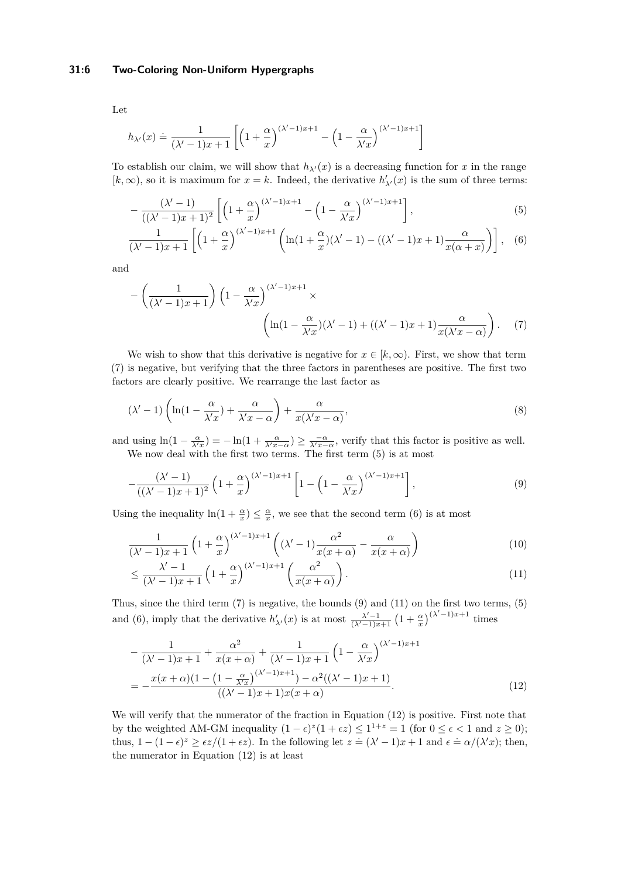Let

$$h_{\lambda'}(x) \doteq \frac{1}{(\lambda'-1)x+1}\left[\left(1+\frac{\alpha}{x}\right)^{(\lambda'-1)x+1} - \left(1-\frac{\alpha}{\lambda' x}\right)^{(\lambda'-1)x+1}\right]$$

To establish our claim, we will show that $h_{\lambda'}(x)$ is a decreasing function for $x$ in the range $[k, \infty)$, so it is maximum for $x = k$. Indeed, the derivative $h'_{\lambda'}(x)$ is the sum of three terms:

$$-\frac{(\lambda'-1)}{((\lambda'-1)x+1)^2}\left[\left(1+\frac{\alpha}{x}\right)^{(\lambda'-1)x+1} - \left(1-\frac{\alpha}{\lambda' x}\right)^{(\lambda'-1)x+1}\right], \tag{5}$$

$$\frac{1}{(\lambda'-1)x+1}\left[\left(1+\frac{\alpha}{x}\right)^{(\lambda'-1)x+1}\left(\ln(1+\frac{\alpha}{x})(\lambda'-1) - ((\lambda'-1)x+1)\frac{\alpha}{x(\alpha+x)}\right)\right], \tag{6}$$

and

$$-\left(\frac{1}{(\lambda'-1)x+1}\right)\left(1-\frac{\alpha}{\lambda' x}\right)^{(\lambda'-1)x+1} \times \left(\ln(1-\frac{\alpha}{\lambda' x})(\lambda'-1) + ((\lambda'-1)x+1)\frac{\alpha}{x(\lambda' x-\alpha)}\right). \tag{7}$$

We wish to show that this derivative is negative for $x \in [k, \infty)$. First, we show that term (7) is negative, but verifying that the three factors in parentheses are positive. The first two factors are clearly positive. We rearrange the last factor as

$$(\lambda'-1)\left(\ln(1-\frac{\alpha}{\lambda' x}) + \frac{\alpha}{\lambda' x-\alpha}\right) + \frac{\alpha}{x(\lambda' x-\alpha)}, \tag{8}$$

and using $\ln(1-\frac{\alpha}{\lambda' x}) = -\ln(1+\frac{\alpha}{\lambda' x-\alpha}) \geq \frac{-\alpha}{\lambda' x-\alpha}$, verify that this factor is positive as well.

We now deal with the first two terms. The first term (5) is at most

$$-\frac{(\lambda'-1)}{((\lambda'-1)x+1)^2}\left(1+\frac{\alpha}{x}\right)^{(\lambda'-1)x+1}\left[1-\left(1-\frac{\alpha}{\lambda' x}\right)^{(\lambda'-1)x+1}\right], \tag{9}$$

Using the inequality $\ln(1+\frac{\alpha}{x}) \leq \frac{\alpha}{x}$, we see that the second term (6) is at most

$$\frac{1}{(\lambda'-1)x+1}\left(1+\frac{\alpha}{x}\right)^{(\lambda'-1)x+1}\left((\lambda'-1)\frac{\alpha^2}{x(x+\alpha)} - \frac{\alpha}{x(x+\alpha)}\right) \tag{10}$$

$$\leq \frac{\lambda'-1}{(\lambda'-1)x+1}\left(1+\frac{\alpha}{x}\right)^{(\lambda'-1)x+1}\left(\frac{\alpha^2}{x(x+\alpha)}\right). \tag{11}$$

Thus, since the third term (7) is negative, the bounds (9) and (11) on the first two terms, (5) and (6), imply that the derivative $h'_{\lambda'}(x)$ is at most $\frac{\lambda'-1}{(\lambda'-1)x+1}\left(1+\frac{\alpha}{x}\right)^{(\lambda'-1)x+1}$ times

$$-\frac{1}{(\lambda'-1)x+1} + \frac{\alpha^2}{x(x+\alpha)} + \frac{1}{(\lambda'-1)x+1}\left(1-\frac{\alpha}{\lambda' x}\right)^{(\lambda'-1)x+1}$$
$$= -\frac{x(x+\alpha)(1-\left(1-\frac{\alpha}{\lambda' x}\right)^{(\lambda'-1)x+1}) - \alpha^2((\lambda'-1)x+1)}{((\lambda'-1)x+1)x(x+\alpha)}. \tag{12}$$

We will verify that the numerator of the fraction in Equation (12) is positive. First note that by the weighted AM-GM inequality $(1-\epsilon)^z(1+\epsilon z) \leq 1^{1+z} = 1$ (for $0 \leq \epsilon < 1$ and $z \geq 0$); thus, $1-(1-\epsilon)^z \geq \epsilon z/(1+\epsilon z)$. In the following let $z \doteq (\lambda'-1)x+1$ and $\epsilon \doteq \alpha/(\lambda' x)$; then, the numerator in Equation (12) is at least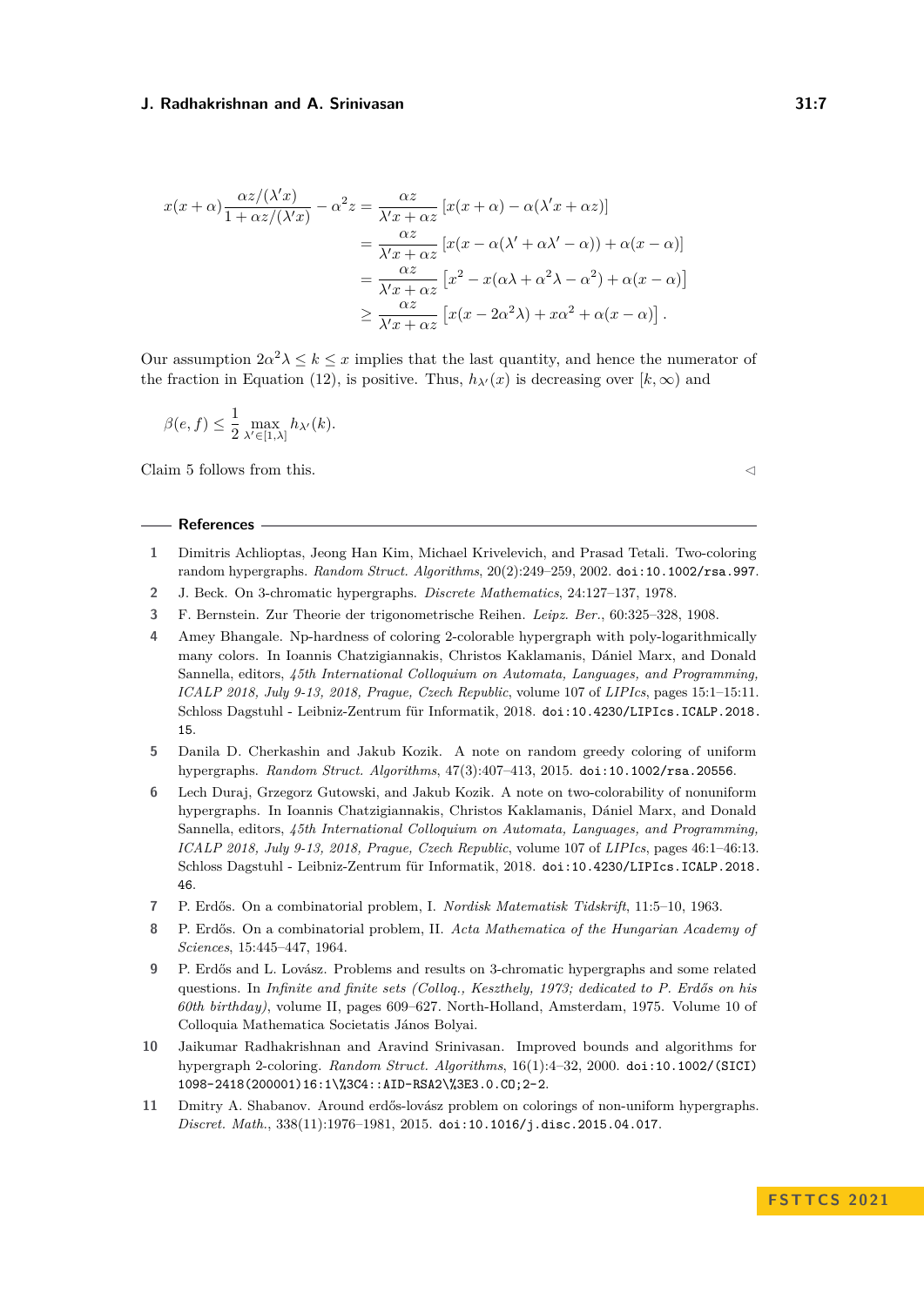$$
\begin{aligned}
x(x+\alpha)\frac{\alpha z/(\lambda' x)}{1+\alpha z/(\lambda' x)} - \alpha^2 z &= \frac{\alpha z}{\lambda' x + \alpha z}\left[x(x+\alpha) - \alpha(\lambda' x + \alpha z)\right] \\
&= \frac{\alpha z}{\lambda' x + \alpha z}\left[x(x - \alpha(\lambda' + \alpha\lambda' - \alpha)) + \alpha(x - \alpha)\right] \\
&= \frac{\alpha z}{\lambda' x + \alpha z}\left[x^2 - x(\alpha\lambda + \alpha^2\lambda - \alpha^2) + \alpha(x-\alpha)\right] \\
&\geq \frac{\alpha z}{\lambda' x + \alpha z}\left[x(x - 2\alpha^2\lambda) + x\alpha^2 + \alpha(x-\alpha)\right].
\end{aligned}
$$

Our assumption $2\alpha^2\lambda \leq k \leq x$ implies that the last quantity, and hence the numerator of the fraction in Equation (12), is positive. Thus, $h_{\lambda'}(x)$ is decreasing over $[k, \infty)$ and

$$
\beta(e,f) \leq \frac{1}{2}\max_{\lambda' \in [1,\lambda]} h_{\lambda'}(k).
$$

Claim 5 follows from this. ◁

## References

1. Dimitris Achlioptas, Jeong Han Kim, Michael Krivelevich, and Prasad Tetali. Two-coloring random hypergraphs. *Random Struct. Algorithms*, 20(2):249–259, 2002. doi:10.1002/rsa.997.
2. J. Beck. On 3-chromatic hypergraphs. *Discrete Mathematics*, 24:127–137, 1978.
3. F. Bernstein. Zur Theorie der trigonometrische Reihen. *Leipz. Ber.*, 60:325–328, 1908.
4. Amey Bhangale. Np-hardness of coloring 2-colorable hypergraph with poly-logarithmically many colors. In Ioannis Chatzigiannakis, Christos Kaklamanis, Dániel Marx, and Donald Sannella, editors, *45th International Colloquium on Automata, Languages, and Programming, ICALP 2018, July 9-13, 2018, Prague, Czech Republic*, volume 107 of *LIPIcs*, pages 15:1–15:11. Schloss Dagstuhl - Leibniz-Zentrum für Informatik, 2018. doi:10.4230/LIPIcs.ICALP.2018.15.
5. Danila D. Cherkashin and Jakub Kozik. A note on random greedy coloring of uniform hypergraphs. *Random Struct. Algorithms*, 47(3):407–413, 2015. doi:10.1002/rsa.20556.
6. Lech Duraj, Grzegorz Gutowski, and Jakub Kozik. A note on two-colorability of nonuniform hypergraphs. In Ioannis Chatzigiannakis, Christos Kaklamanis, Dániel Marx, and Donald Sannella, editors, *45th International Colloquium on Automata, Languages, and Programming, ICALP 2018, July 9-13, 2018, Prague, Czech Republic*, volume 107 of *LIPIcs*, pages 46:1–46:13. Schloss Dagstuhl - Leibniz-Zentrum für Informatik, 2018. doi:10.4230/LIPIcs.ICALP.2018.46.
7. P. Erdős. On a combinatorial problem, I. *Nordisk Matematisk Tidskrift*, 11:5–10, 1963.
8. P. Erdős. On a combinatorial problem, II. *Acta Mathematica of the Hungarian Academy of Sciences*, 15:445–447, 1964.
9. P. Erdős and L. Lovász. Problems and results on 3-chromatic hypergraphs and some related questions. In *Infinite and finite sets (Colloq., Keszthely, 1973; dedicated to P. Erdős on his 60th birthday)*, volume II, pages 609–627. North-Holland, Amsterdam, 1975. Volume 10 of Colloquia Mathematica Societatis János Bolyai.
10. Jaikumar Radhakrishnan and Aravind Srinivasan. Improved bounds and algorithms for hypergraph 2-coloring. *Random Struct. Algorithms*, 16(1):4–32, 2000. doi:10.1002/(SICI)1098-2418(200001)16:1\%3C4::AID-RSA2\%3E3.0.CO;2-2.
11. Dmitry A. Shabanov. Around erdős-lovász problem on colorings of non-uniform hypergraphs. *Discret. Math.*, 338(11):1976–1981, 2015. doi:10.1016/j.disc.2015.04.017.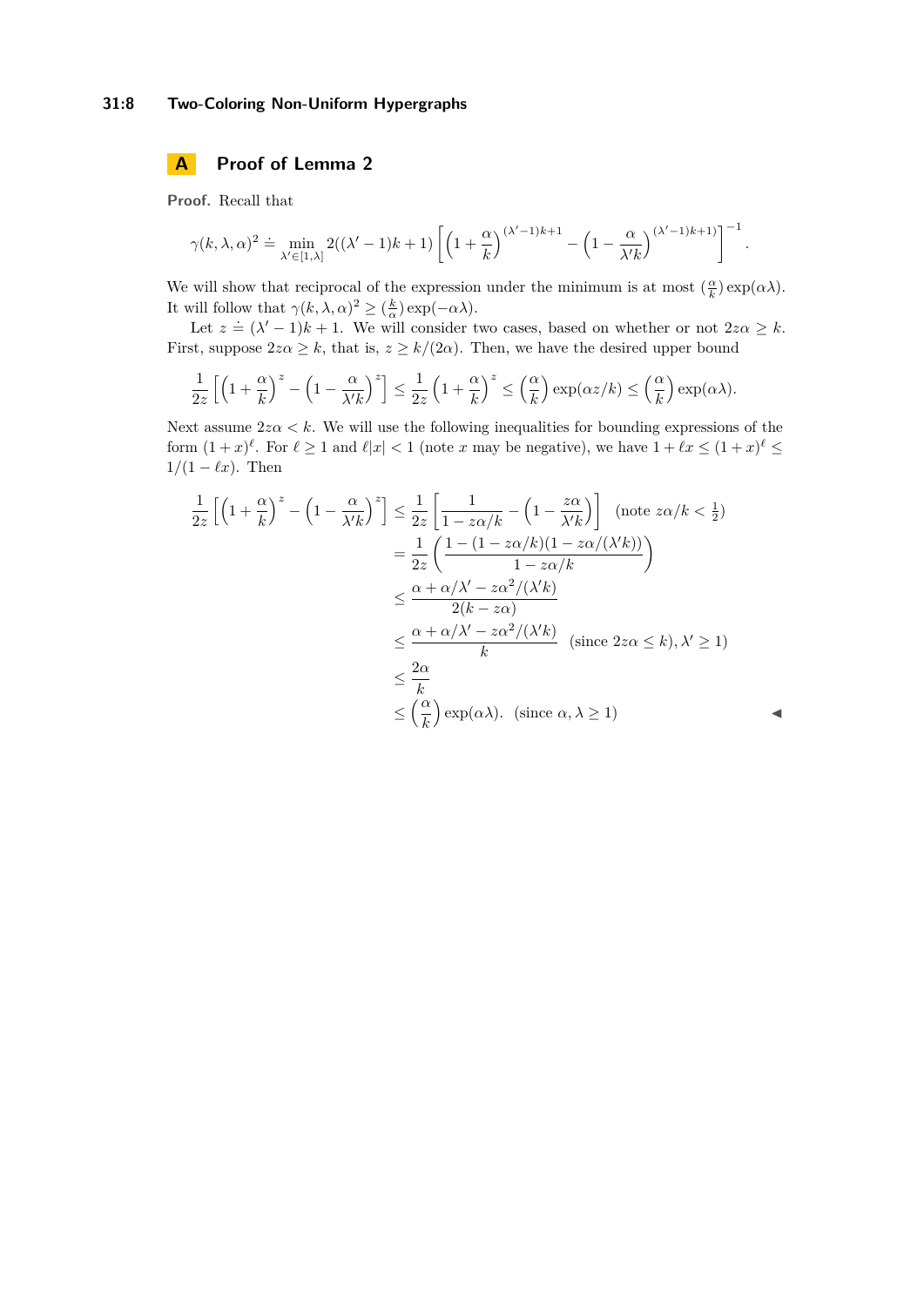# A Proof of Lemma 2

**Proof.** Recall that

$$\gamma(k,\lambda,\alpha)^2 \doteq \min_{\lambda' \in [1,\lambda]} 2((\lambda'-1)k+1)\left[\left(1+\frac{\alpha}{k}\right)^{(\lambda'-1)k+1} - \left(1-\frac{\alpha}{\lambda' k}\right)^{(\lambda'-1)k+1)}\right]^{-1}.$$

We will show that reciprocal of the expression under the minimum is at most $(\frac{\alpha}{k})\exp(\alpha\lambda)$. It will follow that $\gamma(k,\lambda,\alpha)^2 \geq (\frac{k}{\alpha})\exp(-\alpha\lambda)$.

Let $z \doteq (\lambda'-1)k+1$. We will consider two cases, based on whether or not $2z\alpha \geq k$. First, suppose $2z\alpha \geq k$, that is, $z \geq k/(2\alpha)$. Then, we have the desired upper bound

$$\frac{1}{2z}\left[\left(1+\frac{\alpha}{k}\right)^z - \left(1-\frac{\alpha}{\lambda' k}\right)^z\right] \leq \frac{1}{2z}\left(1+\frac{\alpha}{k}\right)^z \leq \left(\frac{\alpha}{k}\right)\exp(\alpha z/k) \leq \left(\frac{\alpha}{k}\right)\exp(\alpha\lambda).$$

Next assume $2z\alpha < k$. We will use the following inequalities for bounding expressions of the form $(1+x)^\ell$. For $\ell \geq 1$ and $\ell|x| < 1$ (note $x$ may be negative), we have $1+\ell x \leq (1+x)^\ell \leq 1/(1-\ell x)$. Then

$$\begin{aligned}
\frac{1}{2z}\left[\left(1+\frac{\alpha}{k}\right)^z - \left(1-\frac{\alpha}{\lambda' k}\right)^z\right] &\leq \frac{1}{2z}\left[\frac{1}{1-z\alpha/k} - \left(1-\frac{z\alpha}{\lambda' k}\right)\right] \quad (\text{note } z\alpha/k < \tfrac{1}{2}) \\
&= \frac{1}{2z}\left(\frac{1-(1-z\alpha/k)(1-z\alpha/(\lambda' k))}{1-z\alpha/k}\right) \\
&\leq \frac{\alpha+\alpha/\lambda' - z\alpha^2/(\lambda' k)}{2(k-z\alpha)} \\
&\leq \frac{\alpha+\alpha/\lambda' - z\alpha^2/(\lambda' k)}{k} \quad (\text{since } 2z\alpha \leq k), \lambda' \geq 1) \\
&\leq \frac{2\alpha}{k} \\
&\leq \left(\frac{\alpha}{k}\right)\exp(\alpha\lambda). \quad (\text{since } \alpha, \lambda \geq 1)
\end{aligned}$$

◀